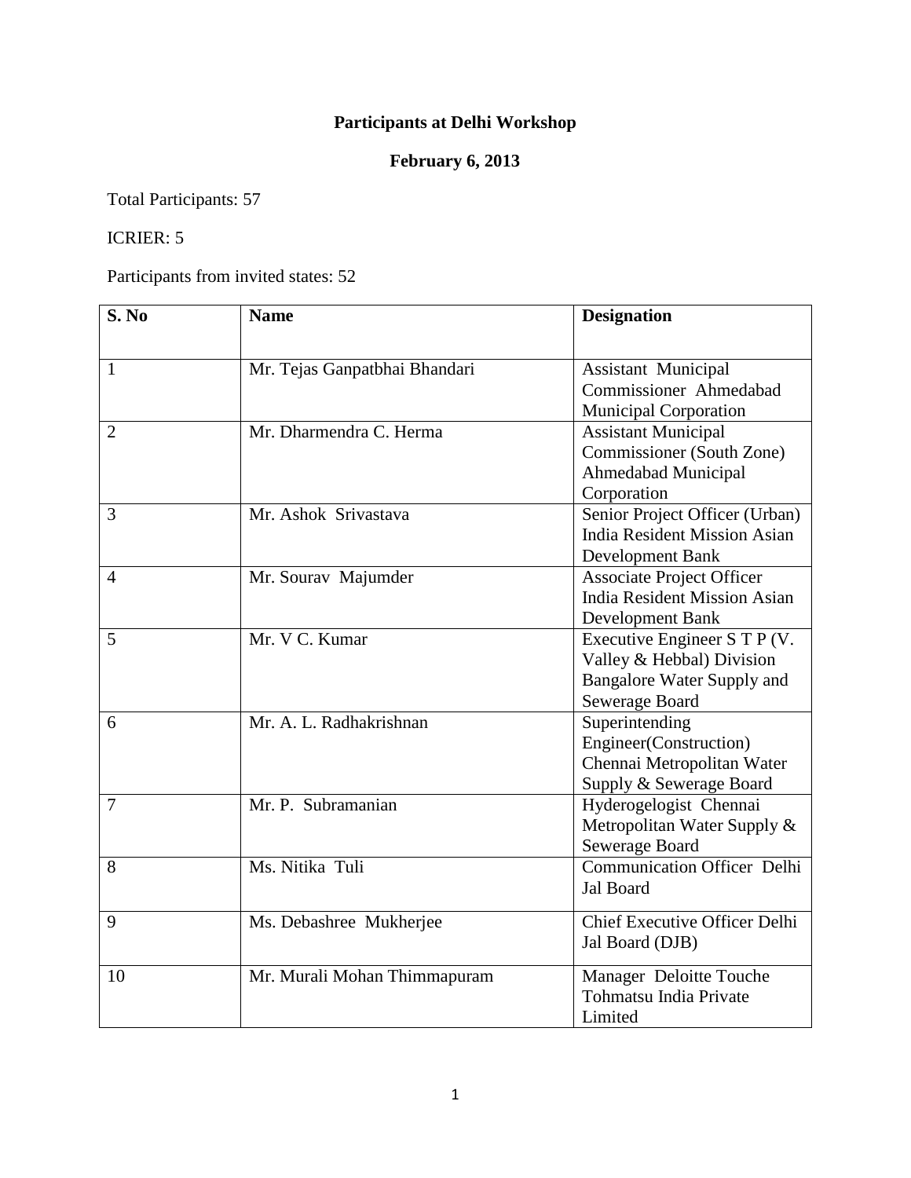**Participants at Delhi Workshop**

**February 6, 2013**

Total Participants: 57

ICRIER: 5

Participants from invited states: 52

| S. No | Name | Designation |
|---|---|---|
| 1 | Mr. Tejas Ganpatbhai Bhandari | Assistant Municipal Commissioner Ahmedabad Municipal Corporation |
| 2 | Mr. Dharmendra C. Herma | Assistant Municipal Commissioner (South Zone) Ahmedabad Municipal Corporation |
| 3 | Mr. Ashok Srivastava | Senior Project Officer (Urban) India Resident Mission Asian Development Bank |
| 4 | Mr. Sourav Majumder | Associate Project Officer India Resident Mission Asian Development Bank |
| 5 | Mr. V C. Kumar | Executive Engineer S T P (V. Valley & Hebbal) Division Bangalore Water Supply and Sewerage Board |
| 6 | Mr. A. L. Radhakrishnan | Superintending Engineer(Construction) Chennai Metropolitan Water Supply & Sewerage Board |
| 7 | Mr. P. Subramanian | Hyderogelogist Chennai Metropolitan Water Supply & Sewerage Board |
| 8 | Ms. Nitika Tuli | Communication Officer Delhi Jal Board |
| 9 | Ms. Debashree Mukherjee | Chief Executive Officer Delhi Jal Board (DJB) |
| 10 | Mr. Murali Mohan Thimmapuram | Manager Deloitte Touche Tohmatsu India Private Limited |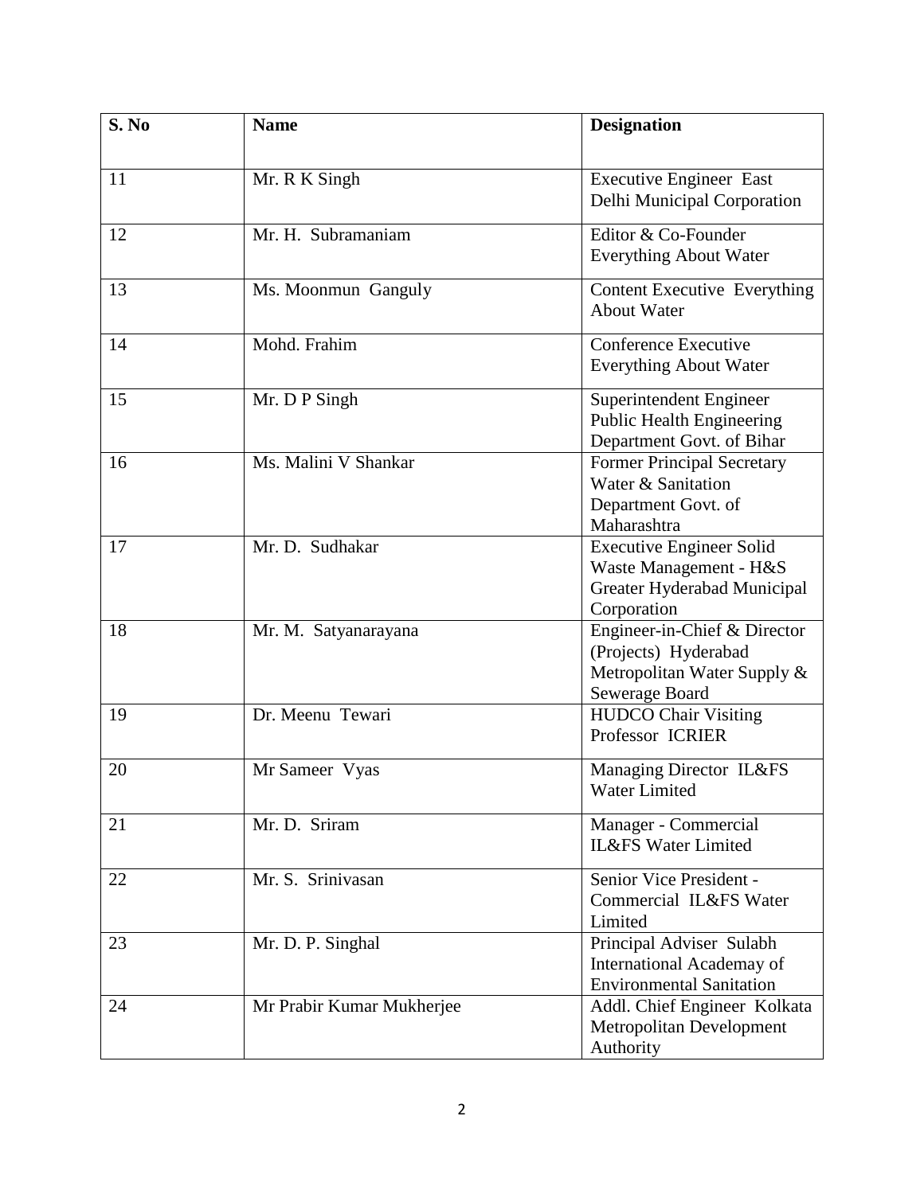| S. No | Name | Designation |
|---|---|---|
| 11 | Mr. R K Singh | Executive Engineer East Delhi Municipal Corporation |
| 12 | Mr. H. Subramaniam | Editor & Co-Founder Everything About Water |
| 13 | Ms. Moonmun Ganguly | Content Executive Everything About Water |
| 14 | Mohd. Frahim | Conference Executive Everything About Water |
| 15 | Mr. D P Singh | Superintendent Engineer Public Health Engineering Department Govt. of Bihar |
| 16 | Ms. Malini V Shankar | Former Principal Secretary Water & Sanitation Department Govt. of Maharashtra |
| 17 | Mr. D. Sudhakar | Executive Engineer Solid Waste Management - H&S Greater Hyderabad Municipal Corporation |
| 18 | Mr. M. Satyanarayana | Engineer-in-Chief & Director (Projects) Hyderabad Metropolitan Water Supply & Sewerage Board |
| 19 | Dr. Meenu Tewari | HUDCO Chair Visiting Professor ICRIER |
| 20 | Mr Sameer Vyas | Managing Director IL&FS Water Limited |
| 21 | Mr. D. Sriram | Manager - Commercial IL&FS Water Limited |
| 22 | Mr. S. Srinivasan | Senior Vice President - Commercial IL&FS Water Limited |
| 23 | Mr. D. P. Singhal | Principal Adviser Sulabh International Academay of Environmental Sanitation |
| 24 | Mr Prabir Kumar Mukherjee | Addl. Chief Engineer Kolkata Metropolitan Development Authority |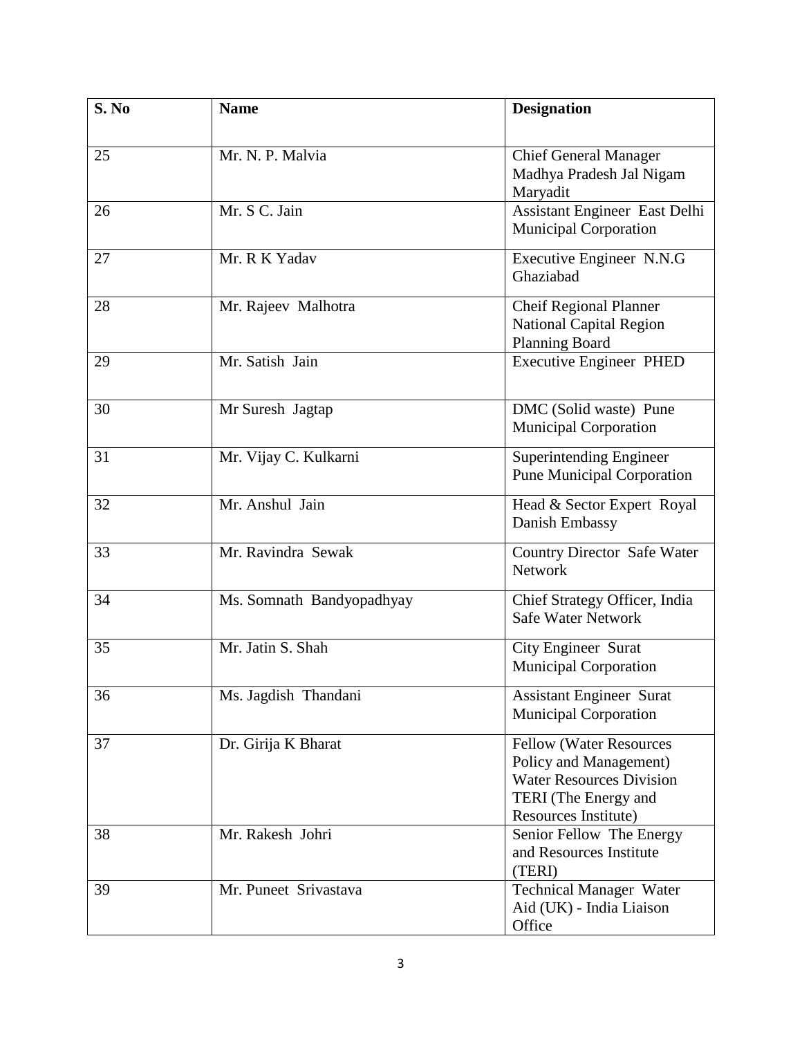| S. No | Name | Designation |
|---|---|---|
| 25 | Mr. N. P. Malvia | Chief General Manager Madhya Pradesh Jal Nigam Maryadit |
| 26 | Mr. S C. Jain | Assistant Engineer East Delhi Municipal Corporation |
| 27 | Mr. R K Yadav | Executive Engineer N.N.G Ghaziabad |
| 28 | Mr. Rajeev Malhotra | Cheif Regional Planner National Capital Region Planning Board |
| 29 | Mr. Satish Jain | Executive Engineer PHED |
| 30 | Mr Suresh Jagtap | DMC (Solid waste) Pune Municipal Corporation |
| 31 | Mr. Vijay C. Kulkarni | Superintending Engineer Pune Municipal Corporation |
| 32 | Mr. Anshul Jain | Head & Sector Expert Royal Danish Embassy |
| 33 | Mr. Ravindra Sewak | Country Director Safe Water Network |
| 34 | Ms. Somnath Bandyopadhyay | Chief Strategy Officer, India Safe Water Network |
| 35 | Mr. Jatin S. Shah | City Engineer Surat Municipal Corporation |
| 36 | Ms. Jagdish Thandani | Assistant Engineer Surat Municipal Corporation |
| 37 | Dr. Girija K Bharat | Fellow (Water Resources Policy and Management) Water Resources Division TERI (The Energy and Resources Institute) |
| 38 | Mr. Rakesh Johri | Senior Fellow The Energy and Resources Institute (TERI) |
| 39 | Mr. Puneet Srivastava | Technical Manager Water Aid (UK) - India Liaison Office |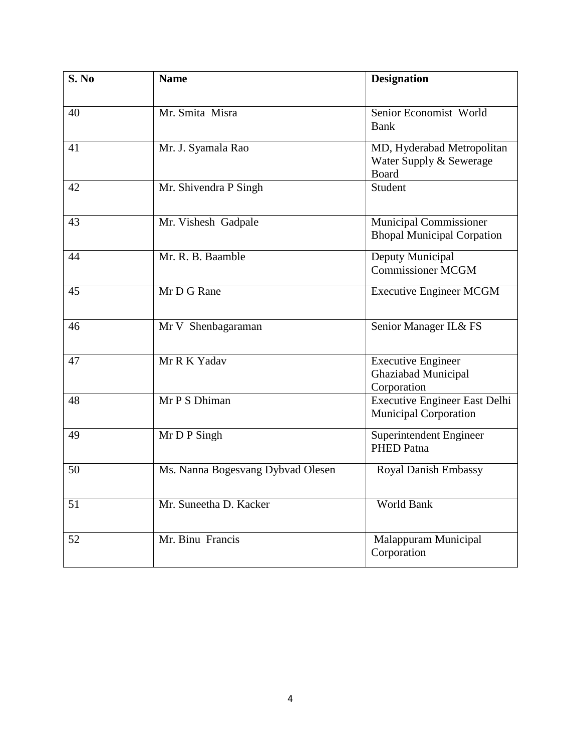| S. No | Name | Designation |
|---|---|---|
| 40 | Mr. Smita Misra | Senior Economist World Bank |
| 41 | Mr. J. Syamala Rao | MD, Hyderabad Metropolitan Water Supply & Sewerage Board |
| 42 | Mr. Shivendra P Singh | Student |
| 43 | Mr. Vishesh Gadpale | Municipal Commissioner Bhopal Municipal Corpation |
| 44 | Mr. R. B. Baamble | Deputy Municipal Commissioner MCGM |
| 45 | Mr D G Rane | Executive Engineer MCGM |
| 46 | Mr V Shenbagaraman | Senior Manager IL& FS |
| 47 | Mr R K Yadav | Executive Engineer Ghaziabad Municipal Corporation |
| 48 | Mr P S Dhiman | Executive Engineer East Delhi Municipal Corporation |
| 49 | Mr D P Singh | Superintendent Engineer PHED Patna |
| 50 | Ms. Nanna Bogesvang Dybvad Olesen | Royal Danish Embassy |
| 51 | Mr. Suneetha D. Kacker | World Bank |
| 52 | Mr. Binu Francis | Malappuram Municipal Corporation |